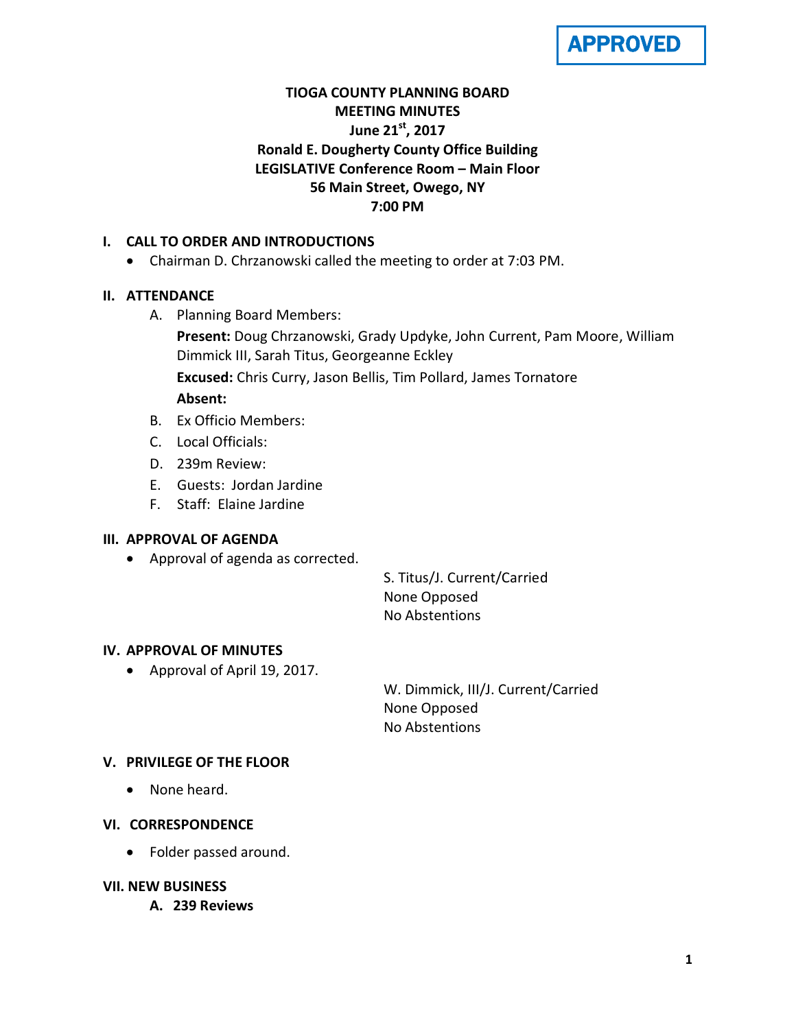**APPROVED**

# TIOGA COUNTY PLANNING BOARD
## MEETING MINUTES
## June 21st, 2017
## Ronald E. Dougherty County Office Building
## LEGISLATIVE Conference Room – Main Floor
## 56 Main Street, Owego, NY
## 7:00 PM

### I. CALL TO ORDER AND INTRODUCTIONS

- Chairman D. Chrzanowski called the meeting to order at 7:03 PM.

### II. ATTENDANCE

A. Planning Board Members:

**Present:** Doug Chrzanowski, Grady Updyke, John Current, Pam Moore, William Dimmick III, Sarah Titus, Georgeanne Eckley

**Excused:** Chris Curry, Jason Bellis, Tim Pollard, James Tornatore

**Absent:**

B. Ex Officio Members:

C. Local Officials:

D. 239m Review:

E. Guests: Jordan Jardine

F. Staff: Elaine Jardine

### III. APPROVAL OF AGENDA

- Approval of agenda as corrected.

S. Titus/J. Current/Carried
None Opposed
No Abstentions

### IV. APPROVAL OF MINUTES

- Approval of April 19, 2017.

W. Dimmick, III/J. Current/Carried
None Opposed
No Abstentions

### V. PRIVILEGE OF THE FLOOR

- None heard.

### VI. CORRESPONDENCE

- Folder passed around.

### VII. NEW BUSINESS

**A. 239 Reviews**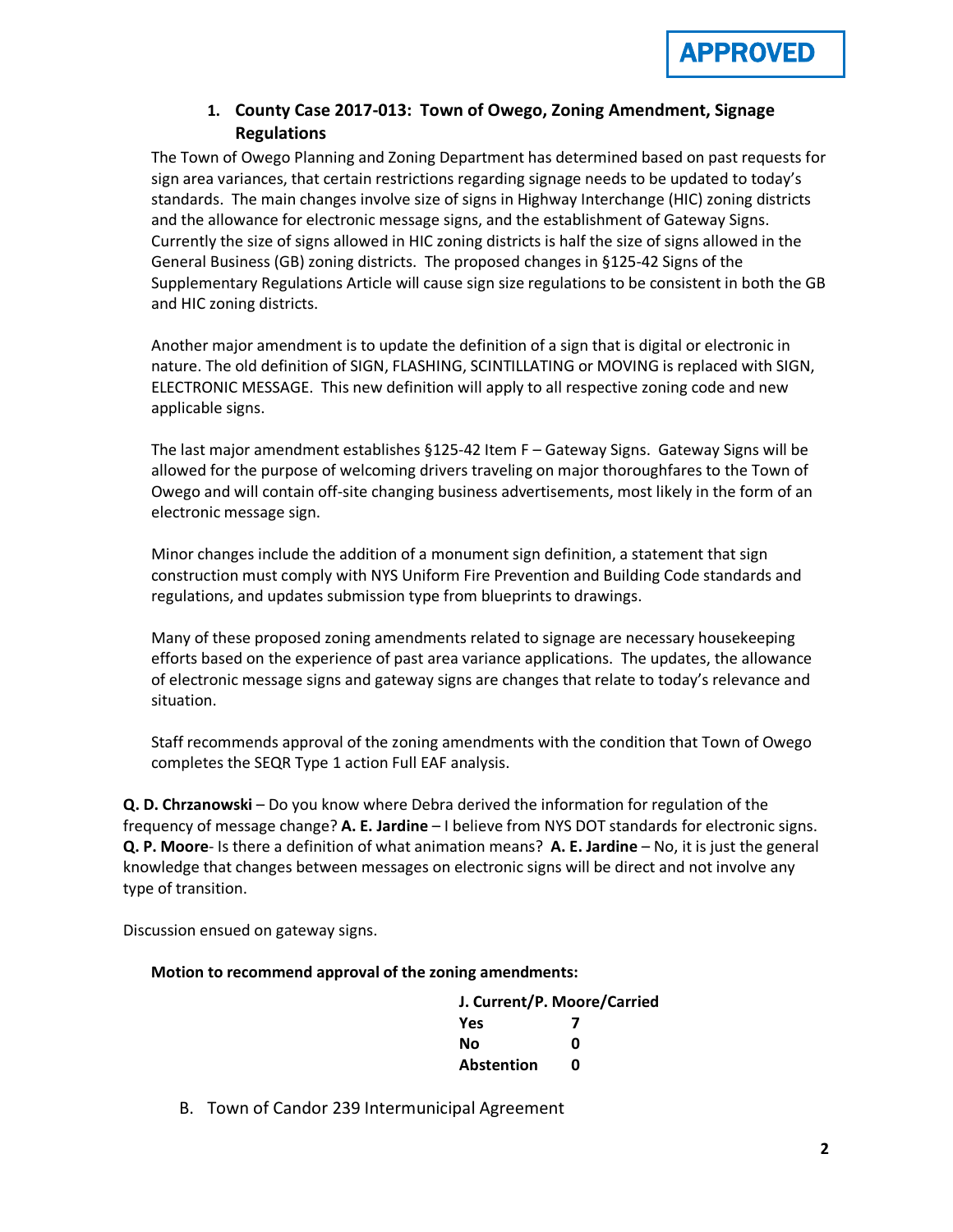APPROVED

1. **County Case 2017-013: Town of Owego, Zoning Amendment, Signage Regulations**

The Town of Owego Planning and Zoning Department has determined based on past requests for sign area variances, that certain restrictions regarding signage needs to be updated to today's standards. The main changes involve size of signs in Highway Interchange (HIC) zoning districts and the allowance for electronic message signs, and the establishment of Gateway Signs. Currently the size of signs allowed in HIC zoning districts is half the size of signs allowed in the General Business (GB) zoning districts. The proposed changes in §125-42 Signs of the Supplementary Regulations Article will cause sign size regulations to be consistent in both the GB and HIC zoning districts.

Another major amendment is to update the definition of a sign that is digital or electronic in nature. The old definition of SIGN, FLASHING, SCINTILLATING or MOVING is replaced with SIGN, ELECTRONIC MESSAGE. This new definition will apply to all respective zoning code and new applicable signs.

The last major amendment establishes §125-42 Item F – Gateway Signs. Gateway Signs will be allowed for the purpose of welcoming drivers traveling on major thoroughfares to the Town of Owego and will contain off-site changing business advertisements, most likely in the form of an electronic message sign.

Minor changes include the addition of a monument sign definition, a statement that sign construction must comply with NYS Uniform Fire Prevention and Building Code standards and regulations, and updates submission type from blueprints to drawings.

Many of these proposed zoning amendments related to signage are necessary housekeeping efforts based on the experience of past area variance applications. The updates, the allowance of electronic message signs and gateway signs are changes that relate to today's relevance and situation.

Staff recommends approval of the zoning amendments with the condition that Town of Owego completes the SEQR Type 1 action Full EAF analysis.

**Q. D. Chrzanowski** – Do you know where Debra derived the information for regulation of the frequency of message change? **A. E. Jardine** – I believe from NYS DOT standards for electronic signs. **Q. P. Moore**- Is there a definition of what animation means? **A. E. Jardine** – No, it is just the general knowledge that changes between messages on electronic signs will be direct and not involve any type of transition.

Discussion ensued on gateway signs.

**Motion to recommend approval of the zoning amendments:**

**J. Current/P. Moore/Carried**

| | |
|---|---|
| **Yes** | **7** |
| **No** | **0** |
| **Abstention** | **0** |

B. Town of Candor 239 Intermunicipal Agreement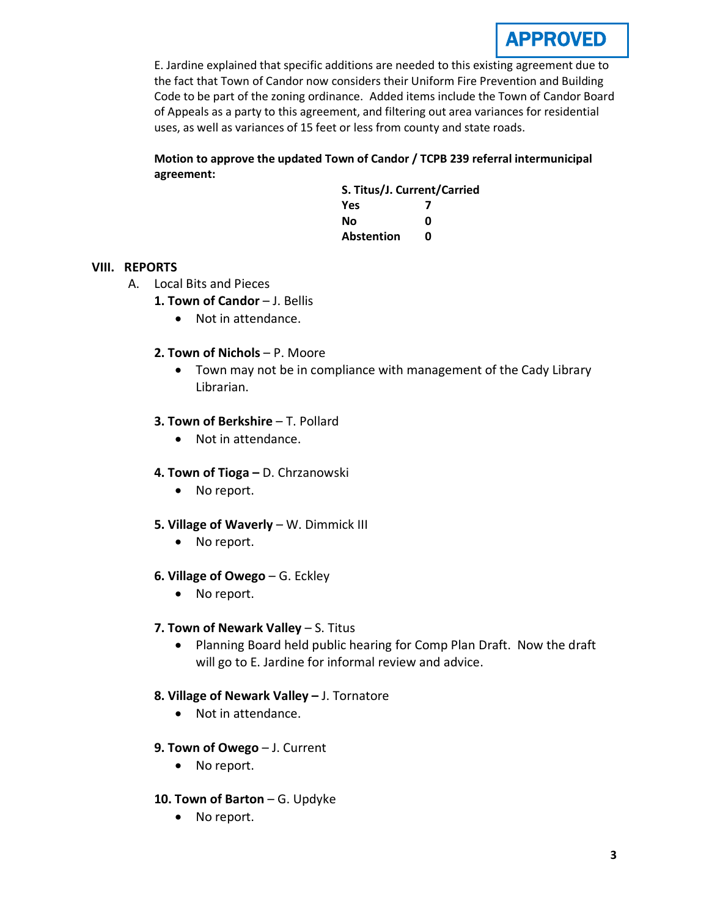APPROVED

E. Jardine explained that specific additions are needed to this existing agreement due to the fact that Town of Candor now considers their Uniform Fire Prevention and Building Code to be part of the zoning ordinance. Added items include the Town of Candor Board of Appeals as a party to this agreement, and filtering out area variances for residential uses, as well as variances of 15 feet or less from county and state roads.

**Motion to approve the updated Town of Candor / TCPB 239 referral intermunicipal agreement:**

| **S. Titus/J. Current/Carried** | |
|---|---|
| **Yes** | **7** |
| **No** | **0** |
| **Abstention** | **0** |

## VIII. REPORTS

A. Local Bits and Pieces

**1. Town of Candor** – J. Bellis

- Not in attendance.

**2. Town of Nichols** – P. Moore

- Town may not be in compliance with management of the Cady Library Librarian.

**3. Town of Berkshire** – T. Pollard

- Not in attendance.

**4. Town of Tioga –** D. Chrzanowski

- No report.

**5. Village of Waverly** – W. Dimmick III

- No report.

**6. Village of Owego** – G. Eckley

- No report.

**7. Town of Newark Valley** – S. Titus

- Planning Board held public hearing for Comp Plan Draft. Now the draft will go to E. Jardine for informal review and advice.

**8. Village of Newark Valley –** J. Tornatore

- Not in attendance.

**9. Town of Owego** – J. Current

- No report.

**10. Town of Barton** – G. Updyke

- No report.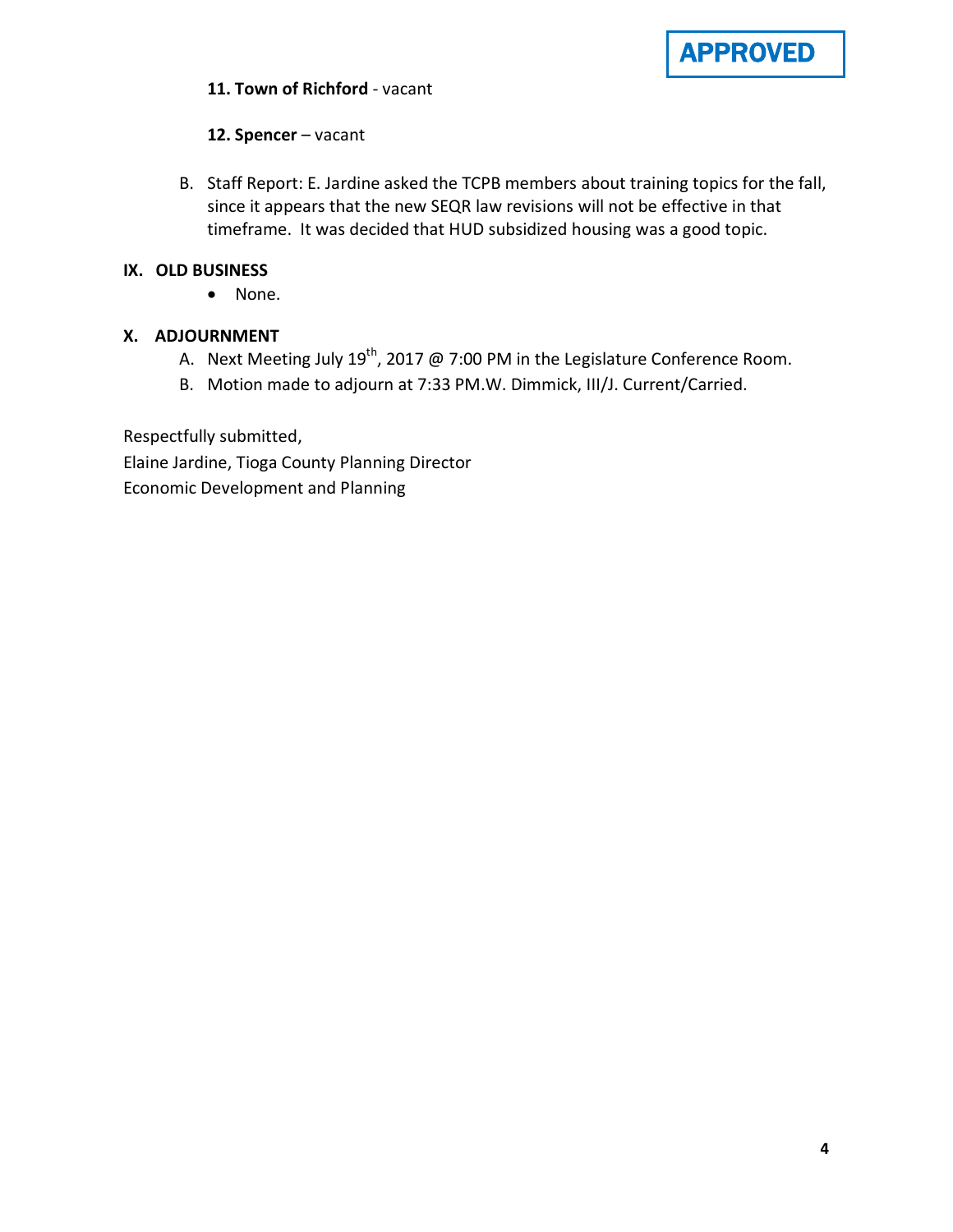**APPROVED**

**11. Town of Richford** - vacant

**12. Spencer** – vacant

B. Staff Report: E. Jardine asked the TCPB members about training topics for the fall, since it appears that the new SEQR law revisions will not be effective in that timeframe. It was decided that HUD subsidized housing was a good topic.

## IX. OLD BUSINESS

- None.

## X. ADJOURNMENT

A. Next Meeting July 19th, 2017 @ 7:00 PM in the Legislature Conference Room.
B. Motion made to adjourn at 7:33 PM.W. Dimmick, III/J. Current/Carried.

Respectfully submitted,
Elaine Jardine, Tioga County Planning Director
Economic Development and Planning